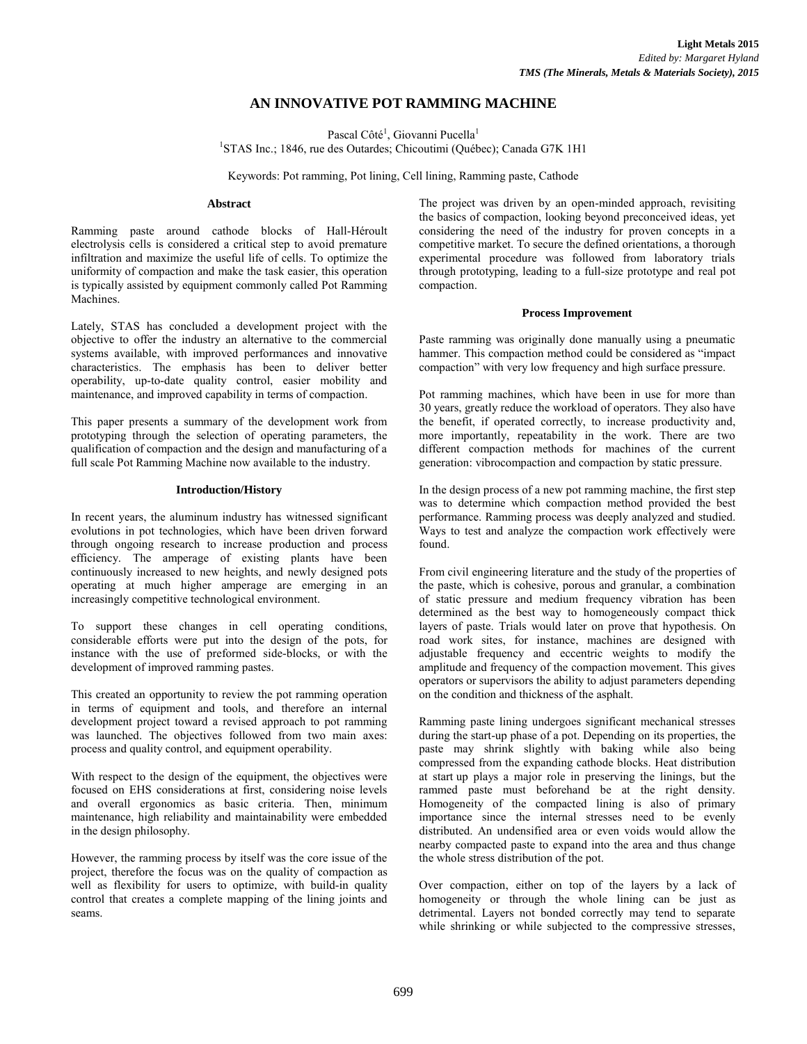# AN INNOVATIVE POT RAMMING MACHINE

Pascal Côté[1], Giovanni Pucella[1]

[1]STAS Inc.; 1846, rue des Outardes; Chicoutimi (Québec); Canada G7K 1H1

Keywords: Pot ramming, Pot lining, Cell lining, Ramming paste, Cathode

## Abstract

Ramming paste around cathode blocks of Hall-Héroult electrolysis cells is considered a critical step to avoid premature infiltration and maximize the useful life of cells. To optimize the uniformity of compaction and make the task easier, this operation is typically assisted by equipment commonly called Pot Ramming Machines.

Lately, STAS has concluded a development project with the objective to offer the industry an alternative to the commercial systems available, with improved performances and innovative characteristics. The emphasis has been to deliver better operability, up-to-date quality control, easier mobility and maintenance, and improved capability in terms of compaction.

This paper presents a summary of the development work from prototyping through the selection of operating parameters, the qualification of compaction and the design and manufacturing of a full scale Pot Ramming Machine now available to the industry.

## Introduction/History

In recent years, the aluminum industry has witnessed significant evolutions in pot technologies, which have been driven forward through ongoing research to increase production and process efficiency. The amperage of existing plants have been continuously increased to new heights, and newly designed pots operating at much higher amperage are emerging in an increasingly competitive technological environment.

To support these changes in cell operating conditions, considerable efforts were put into the design of the pots, for instance with the use of preformed side-blocks, or with the development of improved ramming pastes.

This created an opportunity to review the pot ramming operation in terms of equipment and tools, and therefore an internal development project toward a revised approach to pot ramming was launched. The objectives followed from two main axes: process and quality control, and equipment operability.

With respect to the design of the equipment, the objectives were focused on EHS considerations at first, considering noise levels and overall ergonomics as basic criteria. Then, minimum maintenance, high reliability and maintainability were embedded in the design philosophy.

However, the ramming process by itself was the core issue of the project, therefore the focus was on the quality of compaction as well as flexibility for users to optimize, with build-in quality control that creates a complete mapping of the lining joints and seams.

The project was driven by an open-minded approach, revisiting the basics of compaction, looking beyond preconceived ideas, yet considering the need of the industry for proven concepts in a competitive market. To secure the defined orientations, a thorough experimental procedure was followed from laboratory trials through prototyping, leading to a full-size prototype and real pot compaction.

## Process Improvement

Paste ramming was originally done manually using a pneumatic hammer. This compaction method could be considered as "impact compaction" with very low frequency and high surface pressure.

Pot ramming machines, which have been in use for more than 30 years, greatly reduce the workload of operators. They also have the benefit, if operated correctly, to increase productivity and, more importantly, repeatability in the work. There are two different compaction methods for machines of the current generation: vibrocompaction and compaction by static pressure.

In the design process of a new pot ramming machine, the first step was to determine which compaction method provided the best performance. Ramming process was deeply analyzed and studied. Ways to test and analyze the compaction work effectively were found.

From civil engineering literature and the study of the properties of the paste, which is cohesive, porous and granular, a combination of static pressure and medium frequency vibration has been determined as the best way to homogeneously compact thick layers of paste. Trials would later on prove that hypothesis. On road work sites, for instance, machines are designed with adjustable frequency and eccentric weights to modify the amplitude and frequency of the compaction movement. This gives operators or supervisors the ability to adjust parameters depending on the condition and thickness of the asphalt.

Ramming paste lining undergoes significant mechanical stresses during the start-up phase of a pot. Depending on its properties, the paste may shrink slightly with baking while also being compressed from the expanding cathode blocks. Heat distribution at start up plays a major role in preserving the linings, but the rammed paste must beforehand be at the right density. Homogeneity of the compacted lining is also of primary importance since the internal stresses need to be evenly distributed. An undensified area or even voids would allow the nearby compacted paste to expand into the area and thus change the whole stress distribution of the pot.

Over compaction, either on top of the layers by a lack of homogeneity or through the whole lining can be just as detrimental. Layers not bonded correctly may tend to separate while shrinking or while subjected to the compressive stresses,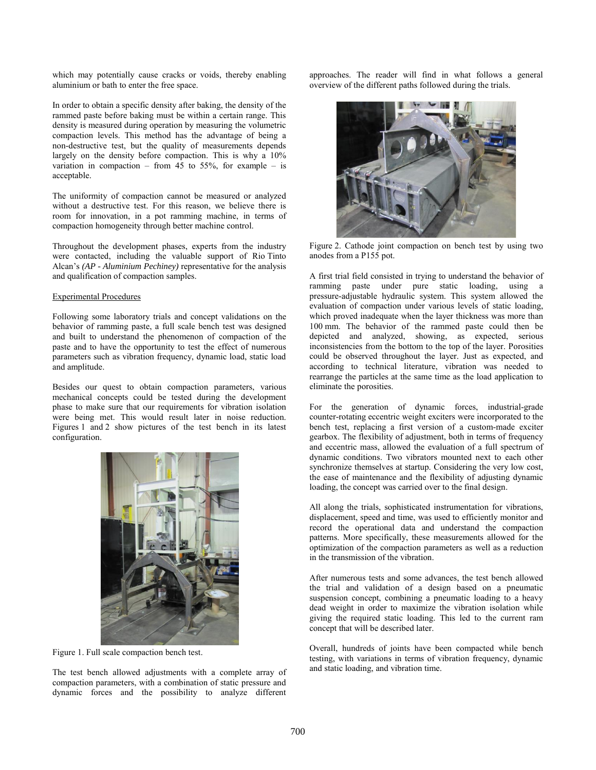which may potentially cause cracks or voids, thereby enabling aluminium or bath to enter the free space.

In order to obtain a specific density after baking, the density of the rammed paste before baking must be within a certain range. This density is measured during operation by measuring the volumetric compaction levels. This method has the advantage of being a non-destructive test, but the quality of measurements depends largely on the density before compaction. This is why a 10% variation in compaction – from 45 to 55%, for example – is acceptable.

The uniformity of compaction cannot be measured or analyzed without a destructive test. For this reason, we believe there is room for innovation, in a pot ramming machine, in terms of compaction homogeneity through better machine control.

Throughout the development phases, experts from the industry were contacted, including the valuable support of Rio Tinto Alcan's *(AP - Aluminium Pechiney)* representative for the analysis and qualification of compaction samples.

## Experimental Procedures

Following some laboratory trials and concept validations on the behavior of ramming paste, a full scale bench test was designed and built to understand the phenomenon of compaction of the paste and to have the opportunity to test the effect of numerous parameters such as vibration frequency, dynamic load, static load and amplitude.

Besides our quest to obtain compaction parameters, various mechanical concepts could be tested during the development phase to make sure that our requirements for vibration isolation were being met. This would result later in noise reduction. Figures 1 and 2 show pictures of the test bench in its latest configuration.

Figure 1. Full scale compaction bench test.

The test bench allowed adjustments with a complete array of compaction parameters, with a combination of static pressure and dynamic forces and the possibility to analyze different approaches. The reader will find in what follows a general overview of the different paths followed during the trials.

Figure 2. Cathode joint compaction on bench test by using two anodes from a P155 pot.

A first trial field consisted in trying to understand the behavior of ramming paste under pure static loading, using a pressure-adjustable hydraulic system. This system allowed the evaluation of compaction under various levels of static loading, which proved inadequate when the layer thickness was more than 100 mm. The behavior of the rammed paste could then be depicted and analyzed, showing, as expected, serious inconsistencies from the bottom to the top of the layer. Porosities could be observed throughout the layer. Just as expected, and according to technical literature, vibration was needed to rearrange the particles at the same time as the load application to eliminate the porosities.

For the generation of dynamic forces, industrial-grade counter-rotating eccentric weight exciters were incorporated to the bench test, replacing a first version of a custom-made exciter gearbox. The flexibility of adjustment, both in terms of frequency and eccentric mass, allowed the evaluation of a full spectrum of dynamic conditions. Two vibrators mounted next to each other synchronize themselves at startup. Considering the very low cost, the ease of maintenance and the flexibility of adjusting dynamic loading, the concept was carried over to the final design.

All along the trials, sophisticated instrumentation for vibrations, displacement, speed and time, was used to efficiently monitor and record the operational data and understand the compaction patterns. More specifically, these measurements allowed for the optimization of the compaction parameters as well as a reduction in the transmission of the vibration.

After numerous tests and some advances, the test bench allowed the trial and validation of a design based on a pneumatic suspension concept, combining a pneumatic loading to a heavy dead weight in order to maximize the vibration isolation while giving the required static loading. This led to the current ram concept that will be described later.

Overall, hundreds of joints have been compacted while bench testing, with variations in terms of vibration frequency, dynamic and static loading, and vibration time.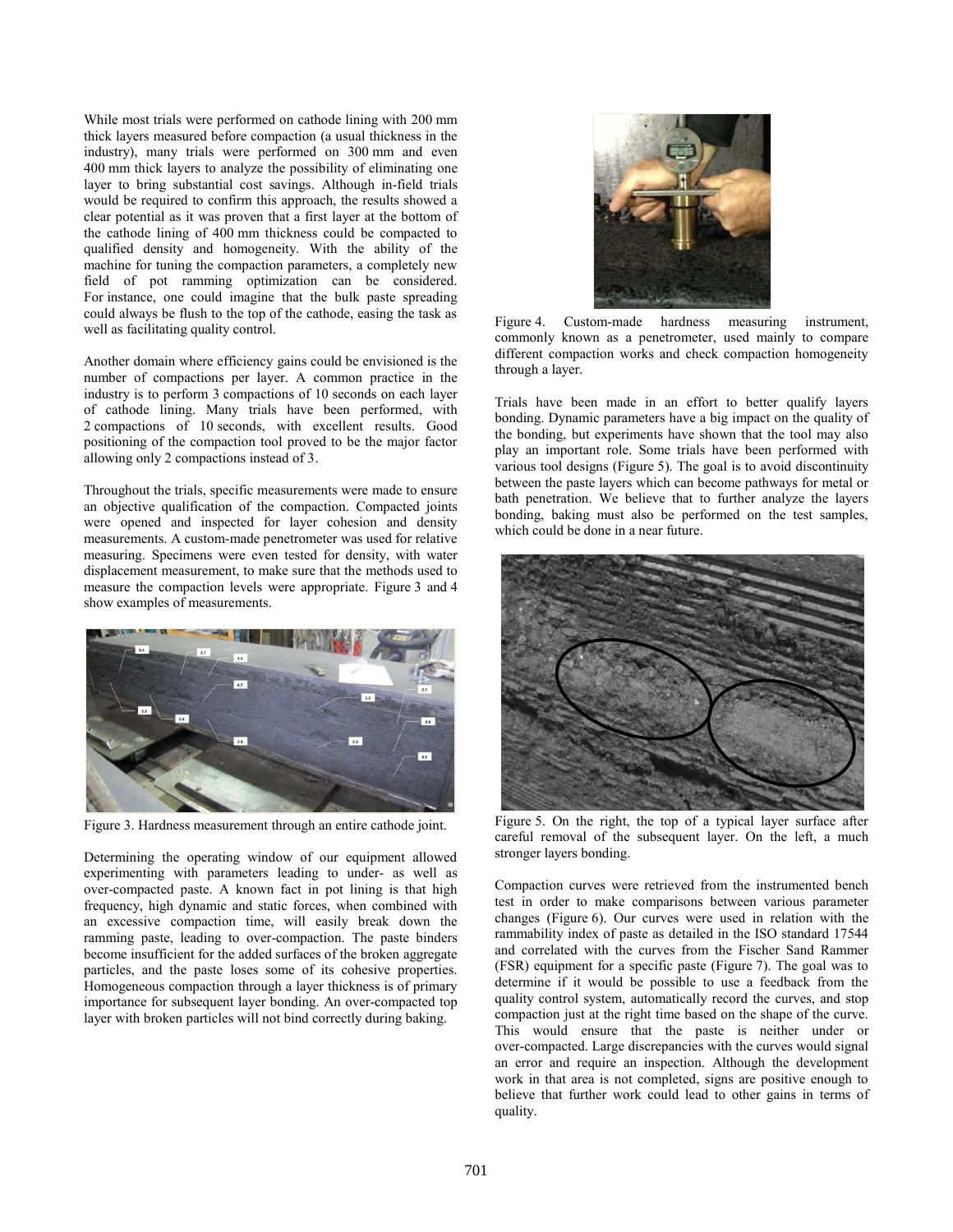While most trials were performed on cathode lining with 200 mm thick layers measured before compaction (a usual thickness in the industry), many trials were performed on 300 mm and even 400 mm thick layers to analyze the possibility of eliminating one layer to bring substantial cost savings. Although in-field trials would be required to confirm this approach, the results showed a clear potential as it was proven that a first layer at the bottom of the cathode lining of 400 mm thickness could be compacted to qualified density and homogeneity. With the ability of the machine for tuning the compaction parameters, a completely new field of pot ramming optimization can be considered. For instance, one could imagine that the bulk paste spreading could always be flush to the top of the cathode, easing the task as well as facilitating quality control.

Another domain where efficiency gains could be envisioned is the number of compactions per layer. A common practice in the industry is to perform 3 compactions of 10 seconds on each layer of cathode lining. Many trials have been performed, with 2 compactions of 10 seconds, with excellent results. Good positioning of the compaction tool proved to be the major factor allowing only 2 compactions instead of 3.

Throughout the trials, specific measurements were made to ensure an objective qualification of the compaction. Compacted joints were opened and inspected for layer cohesion and density measurements. A custom-made penetrometer was used for relative measuring. Specimens were even tested for density, with water displacement measurement, to make sure that the methods used to measure the compaction levels were appropriate. Figure 3 and 4 show examples of measurements.

Figure 3. Hardness measurement through an entire cathode joint.

Determining the operating window of our equipment allowed experimenting with parameters leading to under- as well as over-compacted paste. A known fact in pot lining is that high frequency, high dynamic and static forces, when combined with an excessive compaction time, will easily break down the ramming paste, leading to over-compaction. The paste binders become insufficient for the added surfaces of the broken aggregate particles, and the paste loses some of its cohesive properties. Homogeneous compaction through a layer thickness is of primary importance for subsequent layer bonding. An over-compacted top layer with broken particles will not bind correctly during baking.

Figure 4. Custom-made hardness measuring instrument, commonly known as a penetrometer, used mainly to compare different compaction works and check compaction homogeneity through a layer.

Trials have been made in an effort to better qualify layers bonding. Dynamic parameters have a big impact on the quality of the bonding, but experiments have shown that the tool may also play an important role. Some trials have been performed with various tool designs (Figure 5). The goal is to avoid discontinuity between the paste layers which can become pathways for metal or bath penetration. We believe that to further analyze the layers bonding, baking must also be performed on the test samples, which could be done in a near future.

Figure 5. On the right, the top of a typical layer surface after careful removal of the subsequent layer. On the left, a much stronger layers bonding.

Compaction curves were retrieved from the instrumented bench test in order to make comparisons between various parameter changes (Figure 6). Our curves were used in relation with the rammability index of paste as detailed in the ISO standard 17544 and correlated with the curves from the Fischer Sand Rammer (FSR) equipment for a specific paste (Figure 7). The goal was to determine if it would be possible to use a feedback from the quality control system, automatically record the curves, and stop compaction just at the right time based on the shape of the curve. This would ensure that the paste is neither under or over-compacted. Large discrepancies with the curves would signal an error and require an inspection. Although the development work in that area is not completed, signs are positive enough to believe that further work could lead to other gains in terms of quality.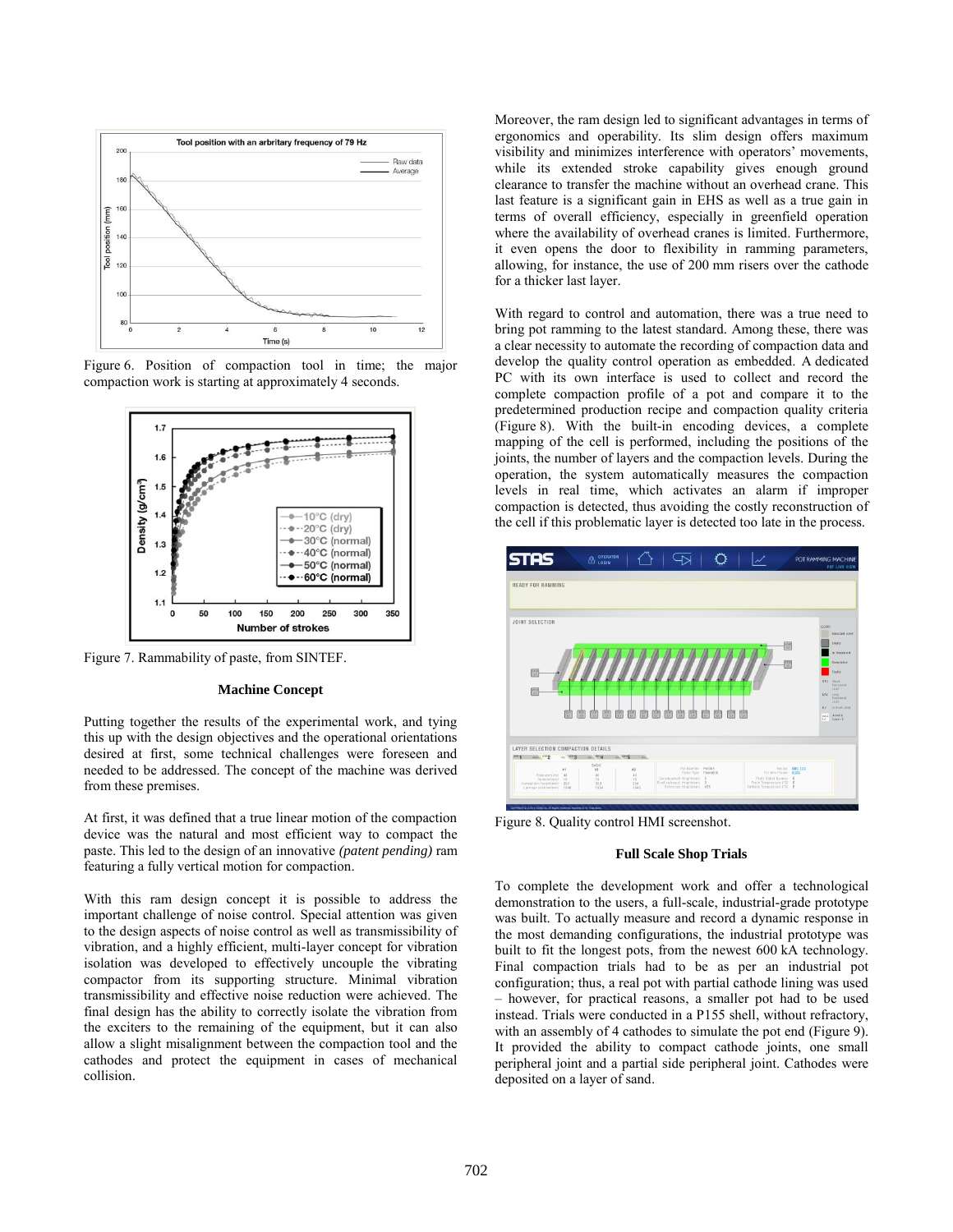Tool position with an arbritary frequency of 79 Hz

Tool position (mm)

Time (s)

Raw data
Average

200
180
160
140
120
100
80

0
2
4
6
8
10
12

Figure 6. Position of compaction tool in time; the major compaction work is starting at approximately 4 seconds.

Density (g/cm³)

Number of strokes

10°C (dry)
20°C (dry)
30°C (normal)
40°C (normal)
50°C (normal)
60°C (normal)

1.7
1.6
1.5
1.4
1.3
1.2
1.1

0
50
100
150
200
250
300
350

Figure 7. Rammability of paste, from SINTEF.

### Machine Concept

Putting together the results of the experimental work, and tying this up with the design objectives and the operational orientations desired at first, some technical challenges were foreseen and needed to be addressed. The concept of the machine was derived from these premises.

At first, it was defined that a true linear motion of the compaction device was the natural and most efficient way to compact the paste. This led to the design of an innovative *(patent pending)* ram featuring a fully vertical motion for compaction.

With this ram design concept it is possible to address the important challenge of noise control. Special attention was given to the design aspects of noise control as well as transmissibility of vibration, and a highly efficient, multi-layer concept for vibration isolation was developed to effectively uncouple the vibrating compactor from its supporting structure. Minimal vibration transmissibility and effective noise reduction were achieved. The final design has the ability to correctly isolate the vibration from the exciters to the remaining of the equipment, but it can also allow a slight misalignment between the compaction tool and the cathodes and protect the equipment in cases of mechanical collision.

Moreover, the ram design led to significant advantages in terms of ergonomics and operability. Its slim design offers maximum visibility and minimizes interference with operators' movements, while its extended stroke capability gives enough ground clearance to transfer the machine without an overhead crane. This last feature is a significant gain in EHS as well as a true gain in terms of overall efficiency, especially in greenfield operation where the availability of overhead cranes is limited. Furthermore, it even opens the door to flexibility in ramming parameters, allowing, for instance, the use of 200 mm risers over the cathode for a thicker last layer.

With regard to control and automation, there was a true need to bring pot ramming to the latest standard. Among these, there was a clear necessity to automate the recording of compaction data and develop the quality control operation as embedded. A dedicated PC with its own interface is used to collect and record the complete compaction profile of a pot and compare it to the predetermined production recipe and compaction quality criteria (Figure 8). With the built-in encoding devices, a complete mapping of the cell is performed, including the positions of the joints, the number of layers and the compaction levels. During the operation, the system automatically measures the compaction levels in real time, which activates an alarm if improper compaction is detected, thus avoiding the costly reconstruction of the cell if this problematic layer is detected too late in the process.

STAS
POT RAMMING MACHINE

Figure 8. Quality control HMI screenshot.

### Full Scale Shop Trials

To complete the development work and offer a technological demonstration to the users, a full-scale, industrial-grade prototype was built. To actually measure and record a dynamic response in the most demanding configurations, the industrial prototype was built to fit the longest pots, from the newest 600 kA technology. Final compaction trials had to be as per an industrial pot configuration; thus, a real pot with partial cathode lining was used – however, for practical reasons, a smaller pot had to be used instead. Trials were conducted in a P155 shell, without refractory, with an assembly of 4 cathodes to simulate the pot end (Figure 9). It provided the ability to compact cathode joints, one small peripheral joint and a partial side peripheral joint. Cathodes were deposited on a layer of sand.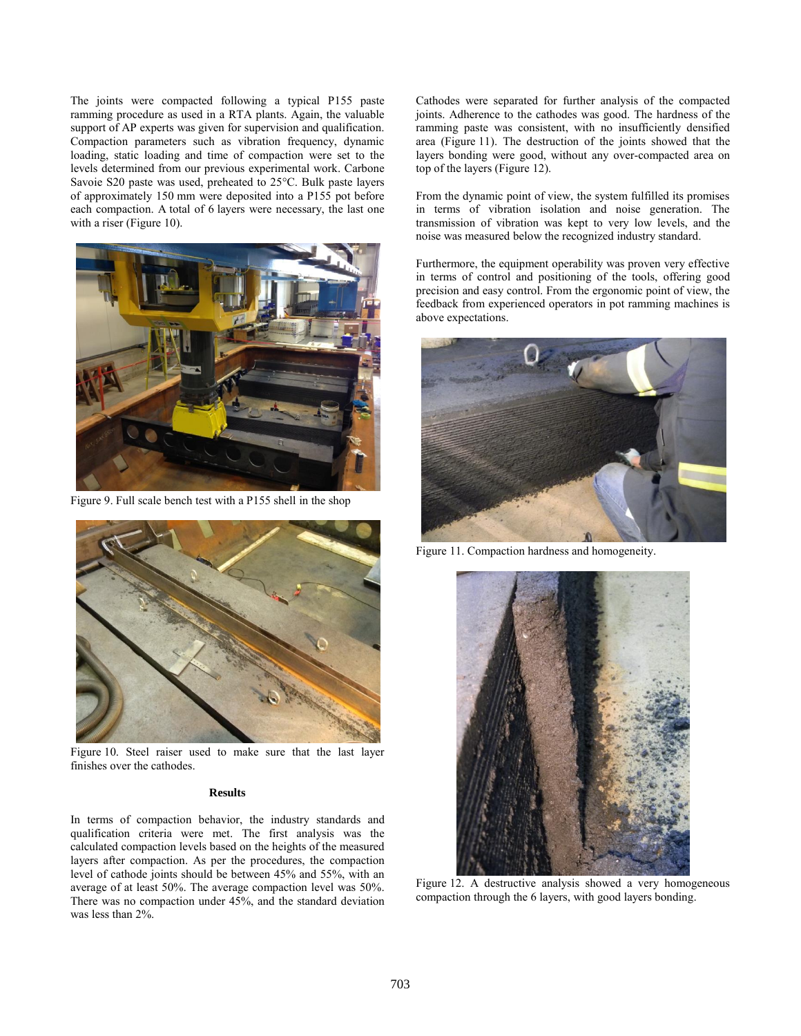The joints were compacted following a typical P155 paste ramming procedure as used in a RTA plants. Again, the valuable support of AP experts was given for supervision and qualification. Compaction parameters such as vibration frequency, dynamic loading, static loading and time of compaction were set to the levels determined from our previous experimental work. Carbone Savoie S20 paste was used, preheated to 25°C. Bulk paste layers of approximately 150 mm were deposited into a P155 pot before each compaction. A total of 6 layers were necessary, the last one with a riser (Figure 10).

Figure 9. Full scale bench test with a P155 shell in the shop

Figure 10. Steel raiser used to make sure that the last layer finishes over the cathodes.

### Results

In terms of compaction behavior, the industry standards and qualification criteria were met. The first analysis was the calculated compaction levels based on the heights of the measured layers after compaction. As per the procedures, the compaction level of cathode joints should be between 45% and 55%, with an average of at least 50%. The average compaction level was 50%. There was no compaction under 45%, and the standard deviation was less than 2%.

Cathodes were separated for further analysis of the compacted joints. Adherence to the cathodes was good. The hardness of the ramming paste was consistent, with no insufficiently densified area (Figure 11). The destruction of the joints showed that the layers bonding were good, without any over-compacted area on top of the layers (Figure 12).

From the dynamic point of view, the system fulfilled its promises in terms of vibration isolation and noise generation. The transmission of vibration was kept to very low levels, and the noise was measured below the recognized industry standard.

Furthermore, the equipment operability was proven very effective in terms of control and positioning of the tools, offering good precision and easy control. From the ergonomic point of view, the feedback from experienced operators in pot ramming machines is above expectations.

Figure 11. Compaction hardness and homogeneity.

Figure 12. A destructive analysis showed a very homogeneous compaction through the 6 layers, with good layers bonding.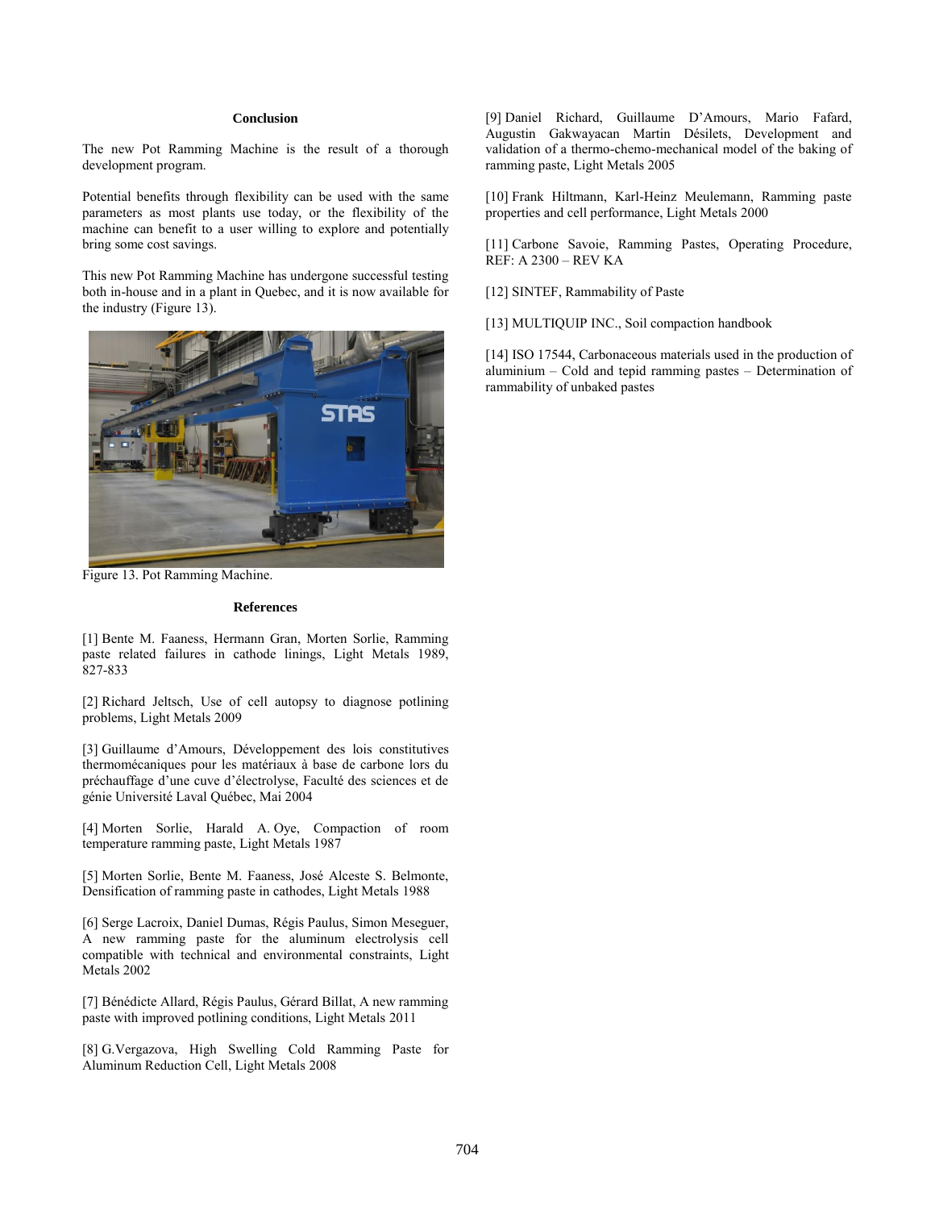## Conclusion

The new Pot Ramming Machine is the result of a thorough development program.

Potential benefits through flexibility can be used with the same parameters as most plants use today, or the flexibility of the machine can benefit to a user willing to explore and potentially bring some cost savings.

This new Pot Ramming Machine has undergone successful testing both in-house and in a plant in Quebec, and it is now available for the industry (Figure 13).

Figure 13. Pot Ramming Machine.

## References

[1] Bente M. Faaness, Hermann Gran, Morten Sorlie, Ramming paste related failures in cathode linings, Light Metals 1989, 827-833

[2] Richard Jeltsch, Use of cell autopsy to diagnose potlining problems, Light Metals 2009

[3] Guillaume d'Amours, Développement des lois constitutives thermomécaniques pour les matériaux à base de carbone lors du préchauffage d'une cuve d'électrolyse, Faculté des sciences et de génie Université Laval Québec, Mai 2004

[4] Morten Sorlie, Harald A. Oye, Compaction of room temperature ramming paste, Light Metals 1987

[5] Morten Sorlie, Bente M. Faaness, José Alceste S. Belmonte, Densification of ramming paste in cathodes, Light Metals 1988

[6] Serge Lacroix, Daniel Dumas, Régis Paulus, Simon Meseguer, A new ramming paste for the aluminum electrolysis cell compatible with technical and environmental constraints, Light Metals 2002

[7] Bénédicte Allard, Régis Paulus, Gérard Billat, A new ramming paste with improved potlining conditions, Light Metals 2011

[8] G.Vergazova, High Swelling Cold Ramming Paste for Aluminum Reduction Cell, Light Metals 2008

[9] Daniel Richard, Guillaume D'Amours, Mario Fafard, Augustin Gakwayacan Martin Désilets, Development and validation of a thermo-chemo-mechanical model of the baking of ramming paste, Light Metals 2005

[10] Frank Hiltmann, Karl-Heinz Meulemann, Ramming paste properties and cell performance, Light Metals 2000

[11] Carbone Savoie, Ramming Pastes, Operating Procedure, REF: A 2300 – REV KA

[12] SINTEF, Rammability of Paste

[13] MULTIQUIP INC., Soil compaction handbook

[14] ISO 17544, Carbonaceous materials used in the production of aluminium – Cold and tepid ramming pastes – Determination of rammability of unbaked pastes